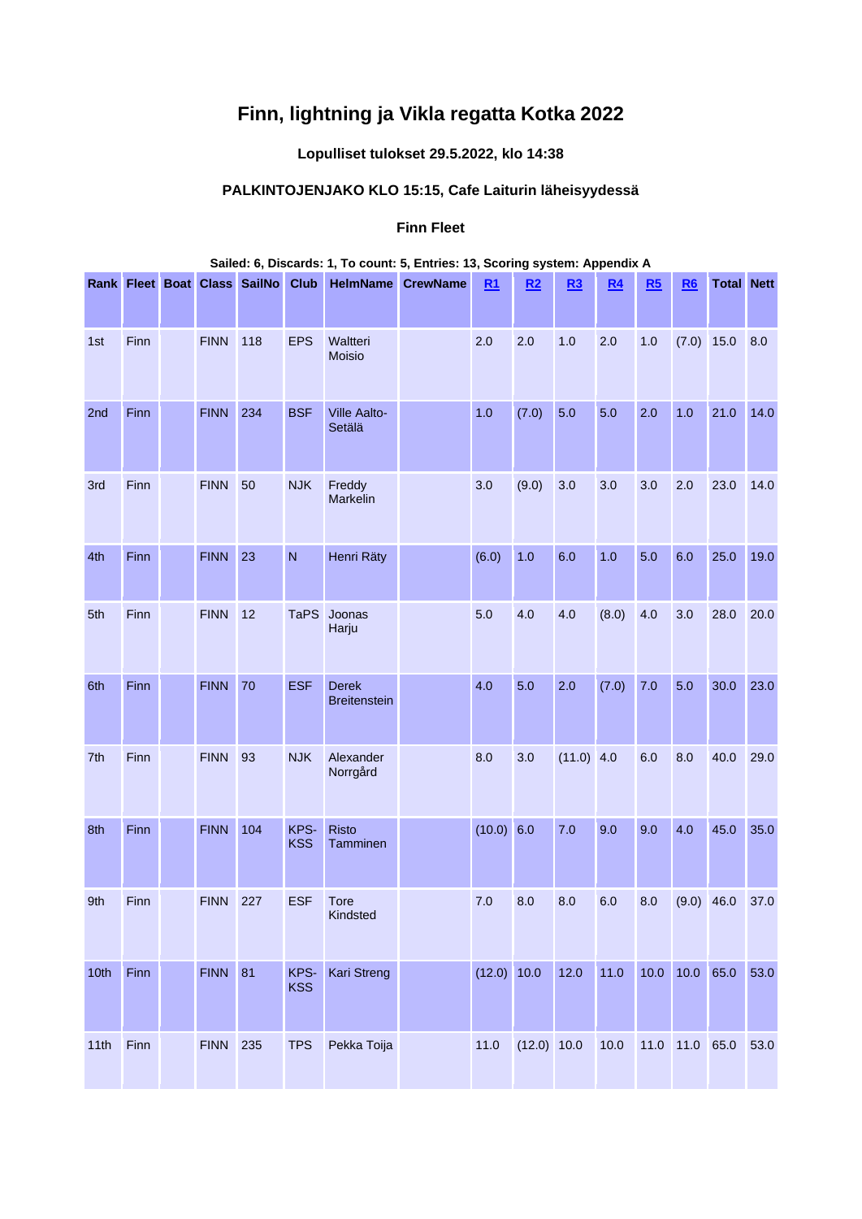# Finn, lightning ja Vikla regatta Kotka 2022

### Lopulliset tulokset 29.5.2022, klo 14:38

### PALKINTOJENJAKO KLO 15:15, Cafe Laiturin läheisyydessä

### Finn Fleet

**Sailed: 6, Discards: 1, To count: 5, Entries: 13, Scoring system: Appendix A**

| Rank | Fleet | Boat | Class | SailNo | Club | HelmName | CrewName | R1 | R2 | R3 | R4 | R5 | R6 | Total | Nett |
|---|---|---|---|---|---|---|---|---|---|---|---|---|---|---|---|
| 1st | Finn | | FINN | 118 | EPS | Waltteri Moisio | | 2.0 | 2.0 | 1.0 | 2.0 | 1.0 | (7.0) | 15.0 | 8.0 |
| 2nd | Finn | | FINN | 234 | BSF | Ville Aalto-Setälä | | 1.0 | (7.0) | 5.0 | 5.0 | 2.0 | 1.0 | 21.0 | 14.0 |
| 3rd | Finn | | FINN | 50 | NJK | Freddy Markelin | | 3.0 | (9.0) | 3.0 | 3.0 | 3.0 | 2.0 | 23.0 | 14.0 |
| 4th | Finn | | FINN | 23 | N | Henri Räty | | (6.0) | 1.0 | 6.0 | 1.0 | 5.0 | 6.0 | 25.0 | 19.0 |
| 5th | Finn | | FINN | 12 | TaPS | Joonas Harju | | 5.0 | 4.0 | 4.0 | (8.0) | 4.0 | 3.0 | 28.0 | 20.0 |
| 6th | Finn | | FINN | 70 | ESF | Derek Breitenstein | | 4.0 | 5.0 | 2.0 | (7.0) | 7.0 | 5.0 | 30.0 | 23.0 |
| 7th | Finn | | FINN | 93 | NJK | Alexander Norrgård | | 8.0 | 3.0 | (11.0) | 4.0 | 6.0 | 8.0 | 40.0 | 29.0 |
| 8th | Finn | | FINN | 104 | KPS-KSS | Risto Tamminen | | (10.0) | 6.0 | 7.0 | 9.0 | 9.0 | 4.0 | 45.0 | 35.0 |
| 9th | Finn | | FINN | 227 | ESF | Tore Kindsted | | 7.0 | 8.0 | 8.0 | 6.0 | 8.0 | (9.0) | 46.0 | 37.0 |
| 10th | Finn | | FINN | 81 | KPS-KSS | Kari Streng | | (12.0) | 10.0 | 12.0 | 11.0 | 10.0 | 10.0 | 65.0 | 53.0 |
| 11th | Finn | | FINN | 235 | TPS | Pekka Toija | | 11.0 | (12.0) | 10.0 | 10.0 | 11.0 | 11.0 | 65.0 | 53.0 |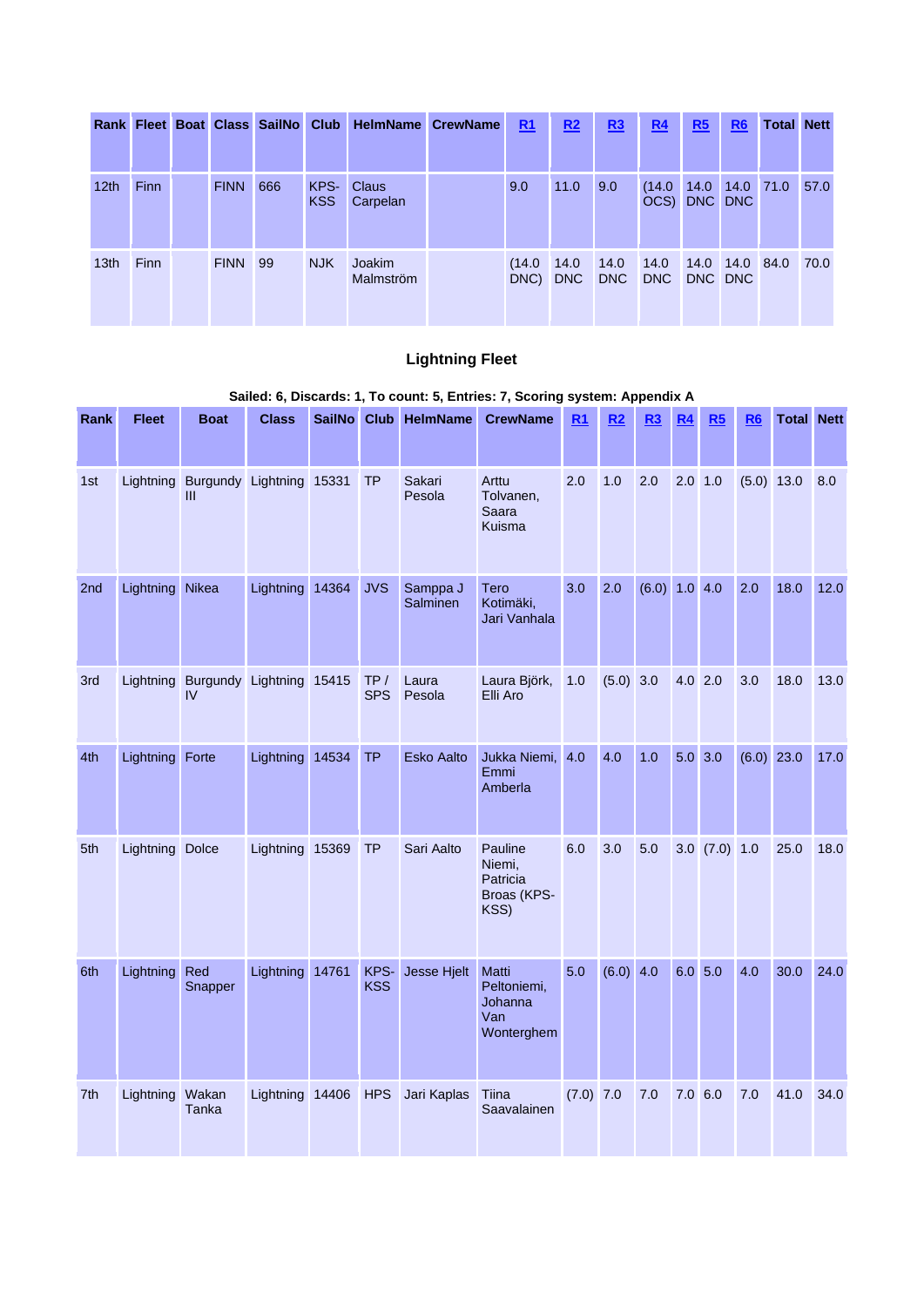| Rank | Fleet | Boat | Class | SailNo | Club | HelmName | CrewName | R1 | R2 | R3 | R4 | R5 | R6 | Total | Nett |
|---|---|---|---|---|---|---|---|---|---|---|---|---|---|---|---|
| 12th | Finn | | FINN | 666 | KPS-KSS | Claus Carpelan | | 9.0 | 11.0 | 9.0 | (14.0 OCS) | 14.0 DNC | 14.0 DNC | 71.0 | 57.0 |
| 13th | Finn | | FINN | 99 | NJK | Joakim Malmström | | (14.0 DNC) | 14.0 DNC | 14.0 DNC | 14.0 DNC | 14.0 DNC | 14.0 DNC | 84.0 | 70.0 |

### Lightning Fleet

**Sailed: 6, Discards: 1, To count: 5, Entries: 7, Scoring system: Appendix A**

| Rank | Fleet | Boat | Class | SailNo | Club | HelmName | CrewName | R1 | R2 | R3 | R4 | R5 | R6 | Total | Nett |
|---|---|---|---|---|---|---|---|---|---|---|---|---|---|---|---|
| 1st | Lightning | Burgundy III | Lightning | 15331 | TP | Sakari Pesola | Arttu Tolvanen, Saara Kuisma | 2.0 | 1.0 | 2.0 | 2.0 | 1.0 | (5.0) | 13.0 | 8.0 |
| 2nd | Lightning | Nikea | Lightning | 14364 | JVS | Samppa J Salminen | Tero Kotimäki, Jari Vanhala | 3.0 | 2.0 | (6.0) | 1.0 | 4.0 | 2.0 | 18.0 | 12.0 |
| 3rd | Lightning | Burgundy IV | Lightning | 15415 | TP / SPS | Laura Pesola | Laura Björk, Elli Aro | 1.0 | (5.0) | 3.0 | 4.0 | 2.0 | 3.0 | 18.0 | 13.0 |
| 4th | Lightning | Forte | Lightning | 14534 | TP | Esko Aalto | Jukka Niemi, Emmi Amberla | 4.0 | 4.0 | 1.0 | 5.0 | 3.0 | (6.0) | 23.0 | 17.0 |
| 5th | Lightning | Dolce | Lightning | 15369 | TP | Sari Aalto | Pauline Niemi, Patricia Broas (KPS-KSS) | 6.0 | 3.0 | 5.0 | 3.0 | (7.0) | 1.0 | 25.0 | 18.0 |
| 6th | Lightning | Red Snapper | Lightning | 14761 | KPS-KSS | Jesse Hjelt | Matti Peltoniemi, Johanna Van Wonterghem | 5.0 | (6.0) | 4.0 | 6.0 | 5.0 | 4.0 | 30.0 | 24.0 |
| 7th | Lightning | Wakan Tanka | Lightning | 14406 | HPS | Jari Kaplas | Tiina Saavalainen | (7.0) | 7.0 | 7.0 | 7.0 | 6.0 | 7.0 | 41.0 | 34.0 |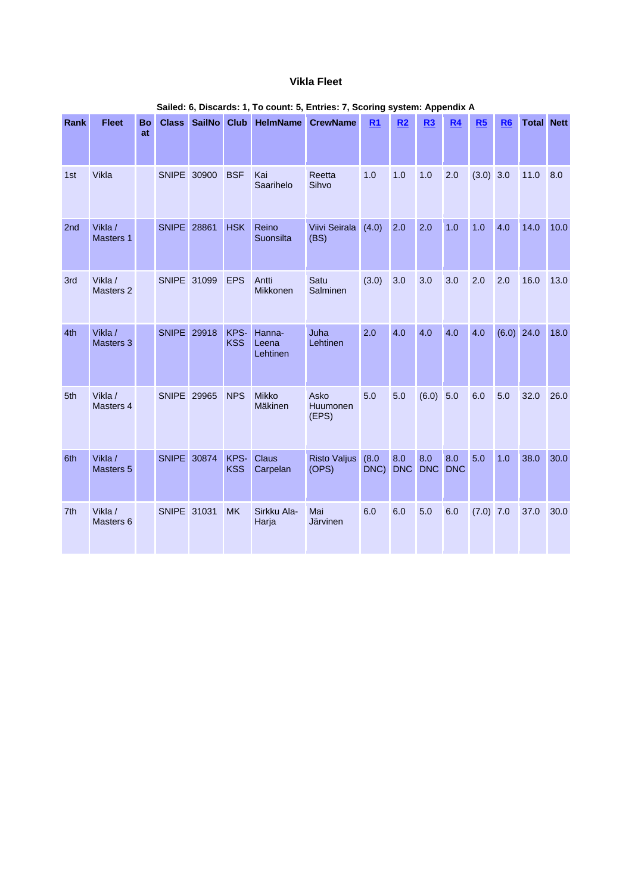### Vikla Fleet

**Sailed: 6, Discards: 1, To count: 5, Entries: 7, Scoring system: Appendix A**

| Rank | Fleet | Boat | Class | SailNo | Club | HelmName | CrewName | R1 | R2 | R3 | R4 | R5 | R6 | Total | Nett |
|---|---|---|---|---|---|---|---|---|---|---|---|---|---|---|---|
| 1st | Vikla | | SNIPE | 30900 | BSF | Kai Saarihelo | Reetta Sihvo | 1.0 | 1.0 | 1.0 | 2.0 | (3.0) | 3.0 | 11.0 | 8.0 |
| 2nd | Vikla / Masters 1 | | SNIPE | 28861 | HSK | Reino Suonsilta | Viivi Seirala (BS) | (4.0) | 2.0 | 2.0 | 1.0 | 1.0 | 4.0 | 14.0 | 10.0 |
| 3rd | Vikla / Masters 2 | | SNIPE | 31099 | EPS | Antti Mikkonen | Satu Salminen | (3.0) | 3.0 | 3.0 | 3.0 | 2.0 | 2.0 | 16.0 | 13.0 |
| 4th | Vikla / Masters 3 | | SNIPE | 29918 | KPS-KSS | Hanna-Leena Lehtinen | Juha Lehtinen | 2.0 | 4.0 | 4.0 | 4.0 | 4.0 | (6.0) | 24.0 | 18.0 |
| 5th | Vikla / Masters 4 | | SNIPE | 29965 | NPS | Mikko Mäkinen | Asko Huumonen (EPS) | 5.0 | 5.0 | (6.0) | 5.0 | 6.0 | 5.0 | 32.0 | 26.0 |
| 6th | Vikla / Masters 5 | | SNIPE | 30874 | KPS-KSS | Claus Carpelan | Risto Valjus (OPS) | (8.0 DNC) | 8.0 DNC | 8.0 DNC | 8.0 DNC | 5.0 | 1.0 | 38.0 | 30.0 |
| 7th | Vikla / Masters 6 | | SNIPE | 31031 | MK | Sirkku Ala-Harja | Mai Järvinen | 6.0 | 6.0 | 5.0 | 6.0 | (7.0) | 7.0 | 37.0 | 30.0 |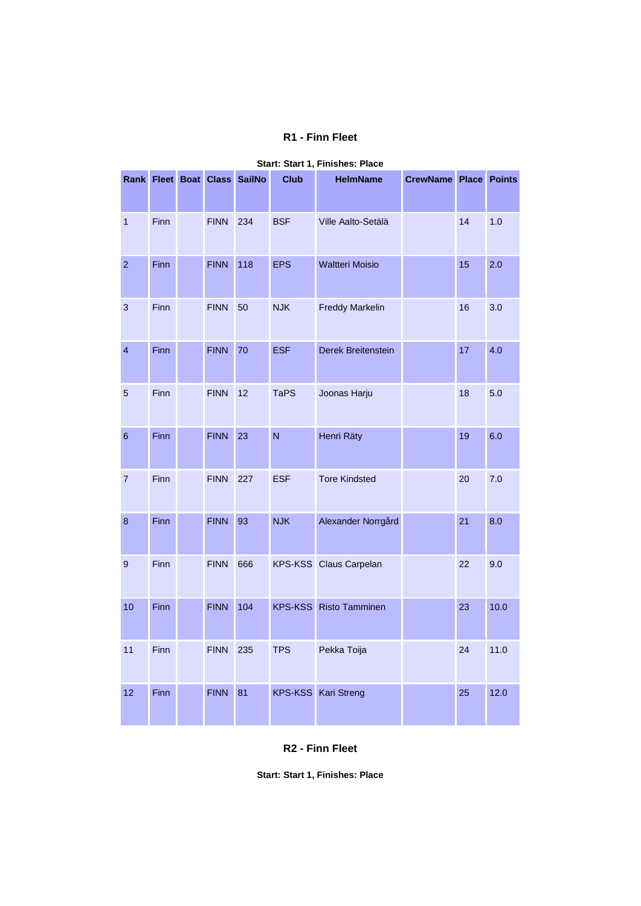## R1 - Finn Fleet

**Start: Start 1, Finishes: Place**

| Rank | Fleet | Boat | Class | SailNo | Club | HelmName | CrewName | Place | Points |
|---|---|---|---|---|---|---|---|---|---|
| 1 | Finn | | FINN | 234 | BSF | Ville Aalto-Setälä | | 14 | 1.0 |
| 2 | Finn | | FINN | 118 | EPS | Waltteri Moisio | | 15 | 2.0 |
| 3 | Finn | | FINN | 50 | NJK | Freddy Markelin | | 16 | 3.0 |
| 4 | Finn | | FINN | 70 | ESF | Derek Breitenstein | | 17 | 4.0 |
| 5 | Finn | | FINN | 12 | TaPS | Joonas Harju | | 18 | 5.0 |
| 6 | Finn | | FINN | 23 | N | Henri Räty | | 19 | 6.0 |
| 7 | Finn | | FINN | 227 | ESF | Tore Kindsted | | 20 | 7.0 |
| 8 | Finn | | FINN | 93 | NJK | Alexander Norrgård | | 21 | 8.0 |
| 9 | Finn | | FINN | 666 | KPS-KSS | Claus Carpelan | | 22 | 9.0 |
| 10 | Finn | | FINN | 104 | KPS-KSS | Risto Tamminen | | 23 | 10.0 |
| 11 | Finn | | FINN | 235 | TPS | Pekka Toija | | 24 | 11.0 |
| 12 | Finn | | FINN | 81 | KPS-KSS | Kari Streng | | 25 | 12.0 |

## R2 - Finn Fleet

**Start: Start 1, Finishes: Place**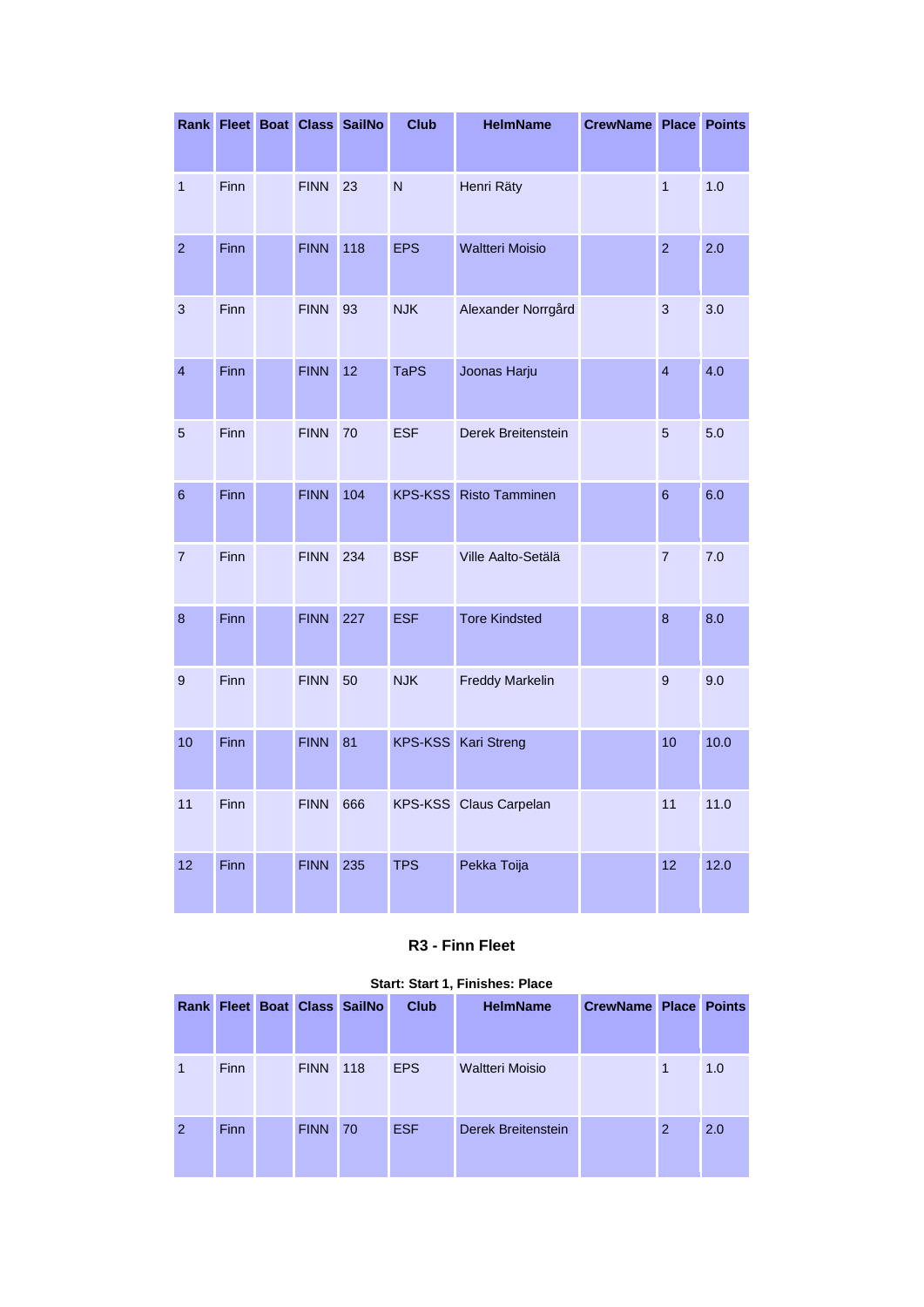| Rank | Fleet | Boat | Class | SailNo | Club | HelmName | CrewName | Place | Points |
|---|---|---|---|---|---|---|---|---|---|
| 1 | Finn | | FINN | 23 | N | Henri Räty | | 1 | 1.0 |
| 2 | Finn | | FINN | 118 | EPS | Waltteri Moisio | | 2 | 2.0 |
| 3 | Finn | | FINN | 93 | NJK | Alexander Norrgård | | 3 | 3.0 |
| 4 | Finn | | FINN | 12 | TaPS | Joonas Harju | | 4 | 4.0 |
| 5 | Finn | | FINN | 70 | ESF | Derek Breitenstein | | 5 | 5.0 |
| 6 | Finn | | FINN | 104 | KPS-KSS | Risto Tamminen | | 6 | 6.0 |
| 7 | Finn | | FINN | 234 | BSF | Ville Aalto-Setälä | | 7 | 7.0 |
| 8 | Finn | | FINN | 227 | ESF | Tore Kindsted | | 8 | 8.0 |
| 9 | Finn | | FINN | 50 | NJK | Freddy Markelin | | 9 | 9.0 |
| 10 | Finn | | FINN | 81 | KPS-KSS | Kari Streng | | 10 | 10.0 |
| 11 | Finn | | FINN | 666 | KPS-KSS | Claus Carpelan | | 11 | 11.0 |
| 12 | Finn | | FINN | 235 | TPS | Pekka Toija | | 12 | 12.0 |

### R3 - Finn Fleet

**Start: Start 1, Finishes: Place**

| Rank | Fleet | Boat | Class | SailNo | Club | HelmName | CrewName | Place | Points |
|---|---|---|---|---|---|---|---|---|---|
| 1 | Finn | | FINN | 118 | EPS | Waltteri Moisio | | 1 | 1.0 |
| 2 | Finn | | FINN | 70 | ESF | Derek Breitenstein | | 2 | 2.0 |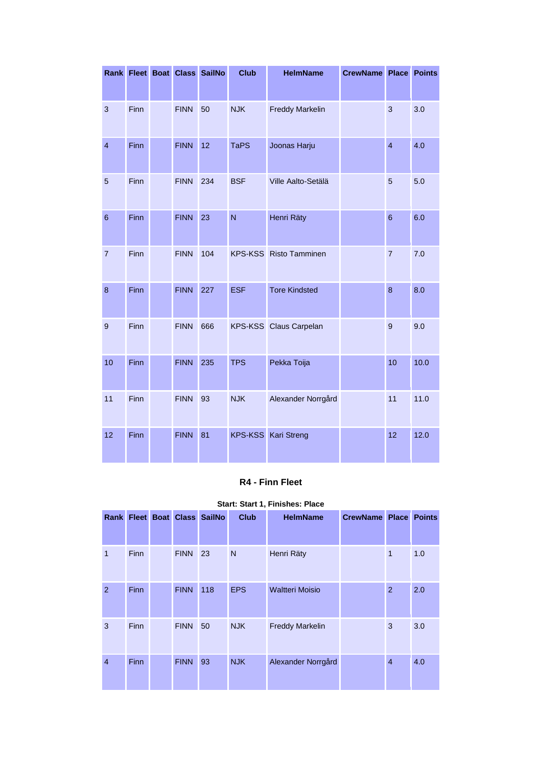| Rank | Fleet | Boat | Class | SailNo | Club | HelmName | CrewName | Place | Points |
|---|---|---|---|---|---|---|---|---|---|
| 3 | Finn | | FINN | 50 | NJK | Freddy Markelin | | 3 | 3.0 |
| 4 | Finn | | FINN | 12 | TaPS | Joonas Harju | | 4 | 4.0 |
| 5 | Finn | | FINN | 234 | BSF | Ville Aalto-Setälä | | 5 | 5.0 |
| 6 | Finn | | FINN | 23 | N | Henri Räty | | 6 | 6.0 |
| 7 | Finn | | FINN | 104 | KPS-KSS | Risto Tamminen | | 7 | 7.0 |
| 8 | Finn | | FINN | 227 | ESF | Tore Kindsted | | 8 | 8.0 |
| 9 | Finn | | FINN | 666 | KPS-KSS | Claus Carpelan | | 9 | 9.0 |
| 10 | Finn | | FINN | 235 | TPS | Pekka Toija | | 10 | 10.0 |
| 11 | Finn | | FINN | 93 | NJK | Alexander Norrgård | | 11 | 11.0 |
| 12 | Finn | | FINN | 81 | KPS-KSS | Kari Streng | | 12 | 12.0 |

### R4 - Finn Fleet

**Start: Start 1, Finishes: Place**

| Rank | Fleet | Boat | Class | SailNo | Club | HelmName | CrewName | Place | Points |
|---|---|---|---|---|---|---|---|---|---|
| 1 | Finn | | FINN | 23 | N | Henri Räty | | 1 | 1.0 |
| 2 | Finn | | FINN | 118 | EPS | Waltteri Moisio | | 2 | 2.0 |
| 3 | Finn | | FINN | 50 | NJK | Freddy Markelin | | 3 | 3.0 |
| 4 | Finn | | FINN | 93 | NJK | Alexander Norrgård | | 4 | 4.0 |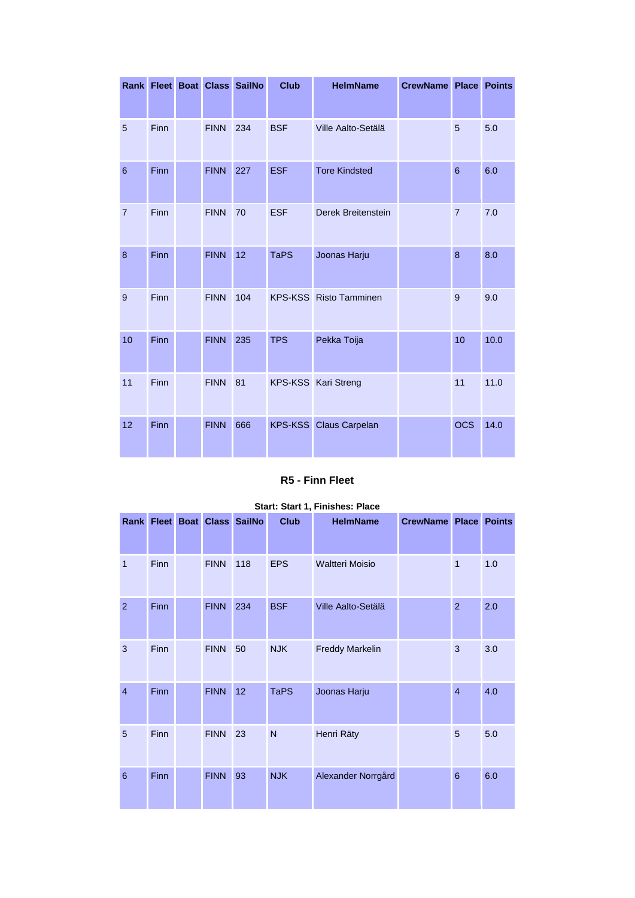| Rank | Fleet | Boat | Class | SailNo | Club | HelmName | CrewName | Place | Points |
|---|---|---|---|---|---|---|---|---|---|
| 5 | Finn | | FINN | 234 | BSF | Ville Aalto-Setälä | | 5 | 5.0 |
| 6 | Finn | | FINN | 227 | ESF | Tore Kindsted | | 6 | 6.0 |
| 7 | Finn | | FINN | 70 | ESF | Derek Breitenstein | | 7 | 7.0 |
| 8 | Finn | | FINN | 12 | TaPS | Joonas Harju | | 8 | 8.0 |
| 9 | Finn | | FINN | 104 | KPS-KSS | Risto Tamminen | | 9 | 9.0 |
| 10 | Finn | | FINN | 235 | TPS | Pekka Toija | | 10 | 10.0 |
| 11 | Finn | | FINN | 81 | KPS-KSS | Kari Streng | | 11 | 11.0 |
| 12 | Finn | | FINN | 666 | KPS-KSS | Claus Carpelan | | OCS | 14.0 |

### R5 - Finn Fleet

**Start: Start 1, Finishes: Place**

| Rank | Fleet | Boat | Class | SailNo | Club | HelmName | CrewName | Place | Points |
|---|---|---|---|---|---|---|---|---|---|
| 1 | Finn | | FINN | 118 | EPS | Waltteri Moisio | | 1 | 1.0 |
| 2 | Finn | | FINN | 234 | BSF | Ville Aalto-Setälä | | 2 | 2.0 |
| 3 | Finn | | FINN | 50 | NJK | Freddy Markelin | | 3 | 3.0 |
| 4 | Finn | | FINN | 12 | TaPS | Joonas Harju | | 4 | 4.0 |
| 5 | Finn | | FINN | 23 | N | Henri Räty | | 5 | 5.0 |
| 6 | Finn | | FINN | 93 | NJK | Alexander Norrgård | | 6 | 6.0 |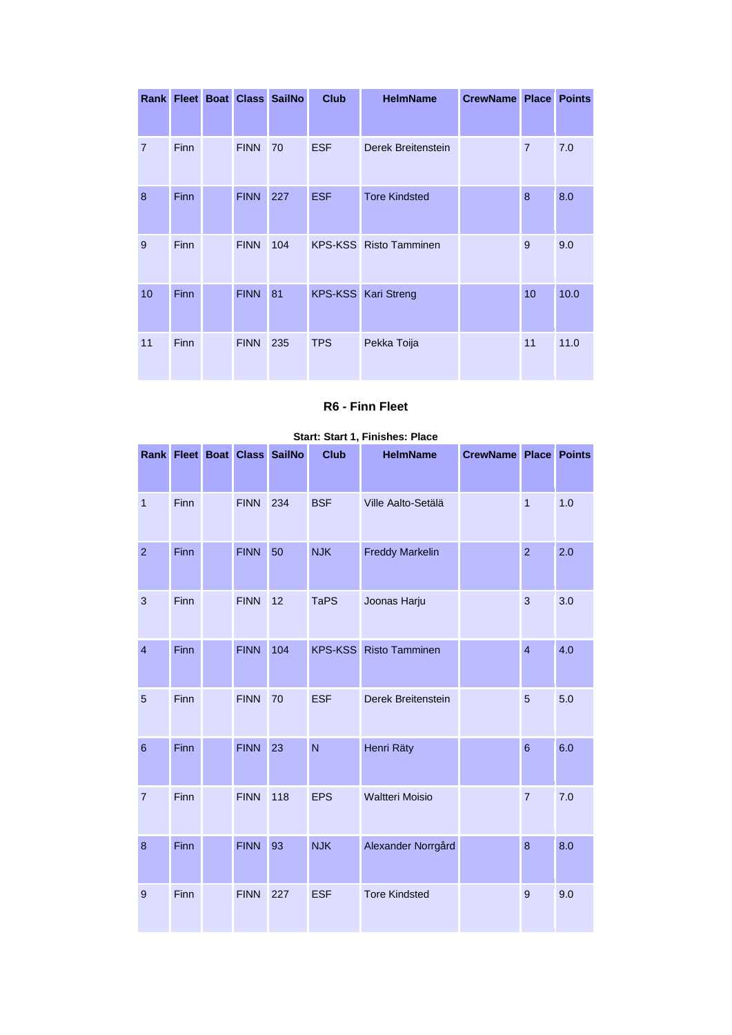| Rank | Fleet | Boat | Class | SailNo | Club | HelmName | CrewName | Place | Points |
|---|---|---|---|---|---|---|---|---|---|
| 7 | Finn | | FINN | 70 | ESF | Derek Breitenstein | | 7 | 7.0 |
| 8 | Finn | | FINN | 227 | ESF | Tore Kindsted | | 8 | 8.0 |
| 9 | Finn | | FINN | 104 | KPS-KSS | Risto Tamminen | | 9 | 9.0 |
| 10 | Finn | | FINN | 81 | KPS-KSS | Kari Streng | | 10 | 10.0 |
| 11 | Finn | | FINN | 235 | TPS | Pekka Toija | | 11 | 11.0 |

### R6 - Finn Fleet

**Start: Start 1, Finishes: Place**

| Rank | Fleet | Boat | Class | SailNo | Club | HelmName | CrewName | Place | Points |
|---|---|---|---|---|---|---|---|---|---|
| 1 | Finn | | FINN | 234 | BSF | Ville Aalto-Setälä | | 1 | 1.0 |
| 2 | Finn | | FINN | 50 | NJK | Freddy Markelin | | 2 | 2.0 |
| 3 | Finn | | FINN | 12 | TaPS | Joonas Harju | | 3 | 3.0 |
| 4 | Finn | | FINN | 104 | KPS-KSS | Risto Tamminen | | 4 | 4.0 |
| 5 | Finn | | FINN | 70 | ESF | Derek Breitenstein | | 5 | 5.0 |
| 6 | Finn | | FINN | 23 | N | Henri Räty | | 6 | 6.0 |
| 7 | Finn | | FINN | 118 | EPS | Waltteri Moisio | | 7 | 7.0 |
| 8 | Finn | | FINN | 93 | NJK | Alexander Norrgård | | 8 | 8.0 |
| 9 | Finn | | FINN | 227 | ESF | Tore Kindsted | | 9 | 9.0 |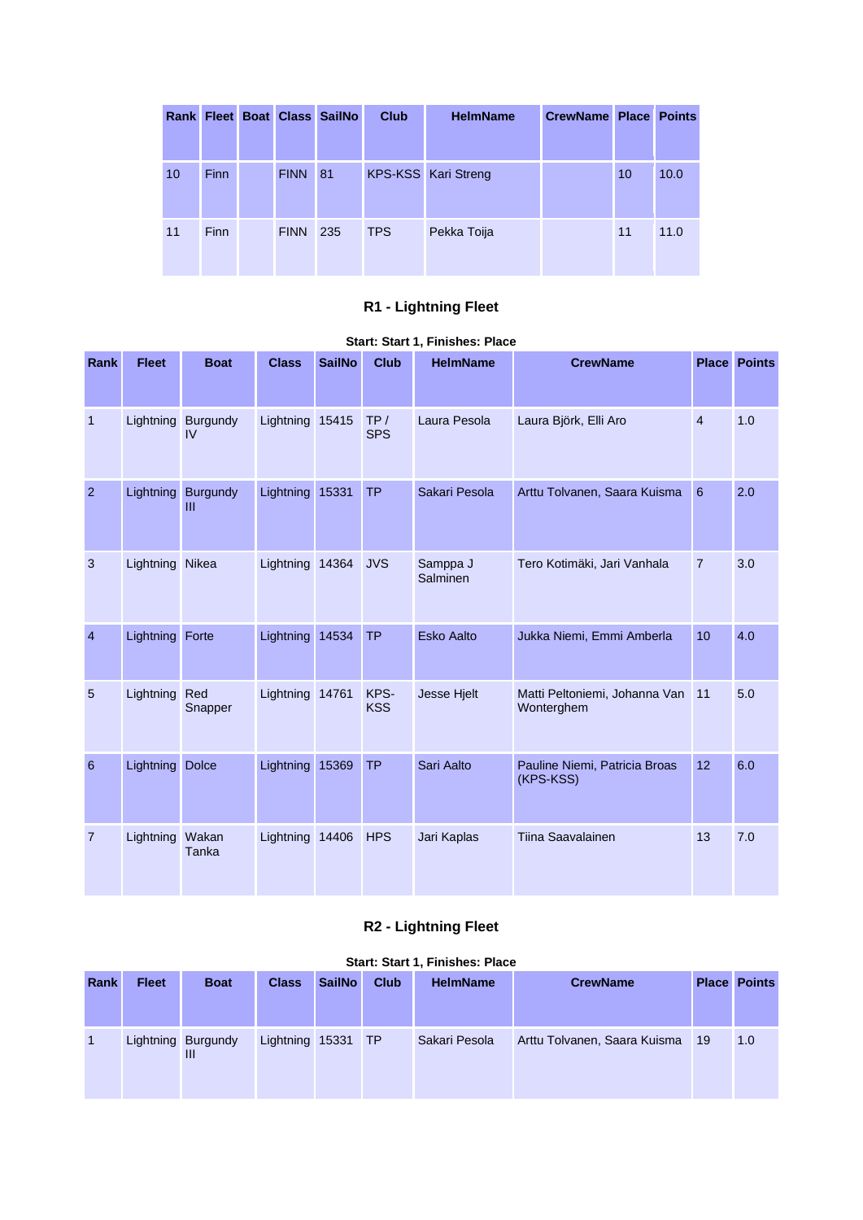| Rank | Fleet | Boat | Class | SailNo | Club | HelmName | CrewName | Place | Points |
|---|---|---|---|---|---|---|---|---|---|
| 10 | Finn | | FINN | 81 | KPS-KSS | Kari Streng | | 10 | 10.0 |
| 11 | Finn | | FINN | 235 | TPS | Pekka Toija | | 11 | 11.0 |

### R1 - Lightning Fleet

**Start: Start 1, Finishes: Place**

| Rank | Fleet | Boat | Class | SailNo | Club | HelmName | CrewName | Place | Points |
|---|---|---|---|---|---|---|---|---|---|
| 1 | Lightning | Burgundy IV | Lightning | 15415 | TP / SPS | Laura Pesola | Laura Björk, Elli Aro | 4 | 1.0 |
| 2 | Lightning | Burgundy III | Lightning | 15331 | TP | Sakari Pesola | Arttu Tolvanen, Saara Kuisma | 6 | 2.0 |
| 3 | Lightning | Nikea | Lightning | 14364 | JVS | Samppa J Salminen | Tero Kotimäki, Jari Vanhala | 7 | 3.0 |
| 4 | Lightning | Forte | Lightning | 14534 | TP | Esko Aalto | Jukka Niemi, Emmi Amberla | 10 | 4.0 |
| 5 | Lightning | Red Snapper | Lightning | 14761 | KPS-KSS | Jesse Hjelt | Matti Peltoniemi, Johanna Van Wonterghem | 11 | 5.0 |
| 6 | Lightning | Dolce | Lightning | 15369 | TP | Sari Aalto | Pauline Niemi, Patricia Broas (KPS-KSS) | 12 | 6.0 |
| 7 | Lightning | Wakan Tanka | Lightning | 14406 | HPS | Jari Kaplas | Tiina Saavalainen | 13 | 7.0 |

### R2 - Lightning Fleet

**Start: Start 1, Finishes: Place**

| Rank | Fleet | Boat | Class | SailNo | Club | HelmName | CrewName | Place | Points |
|---|---|---|---|---|---|---|---|---|---|
| 1 | Lightning | Burgundy III | Lightning | 15331 | TP | Sakari Pesola | Arttu Tolvanen, Saara Kuisma | 19 | 1.0 |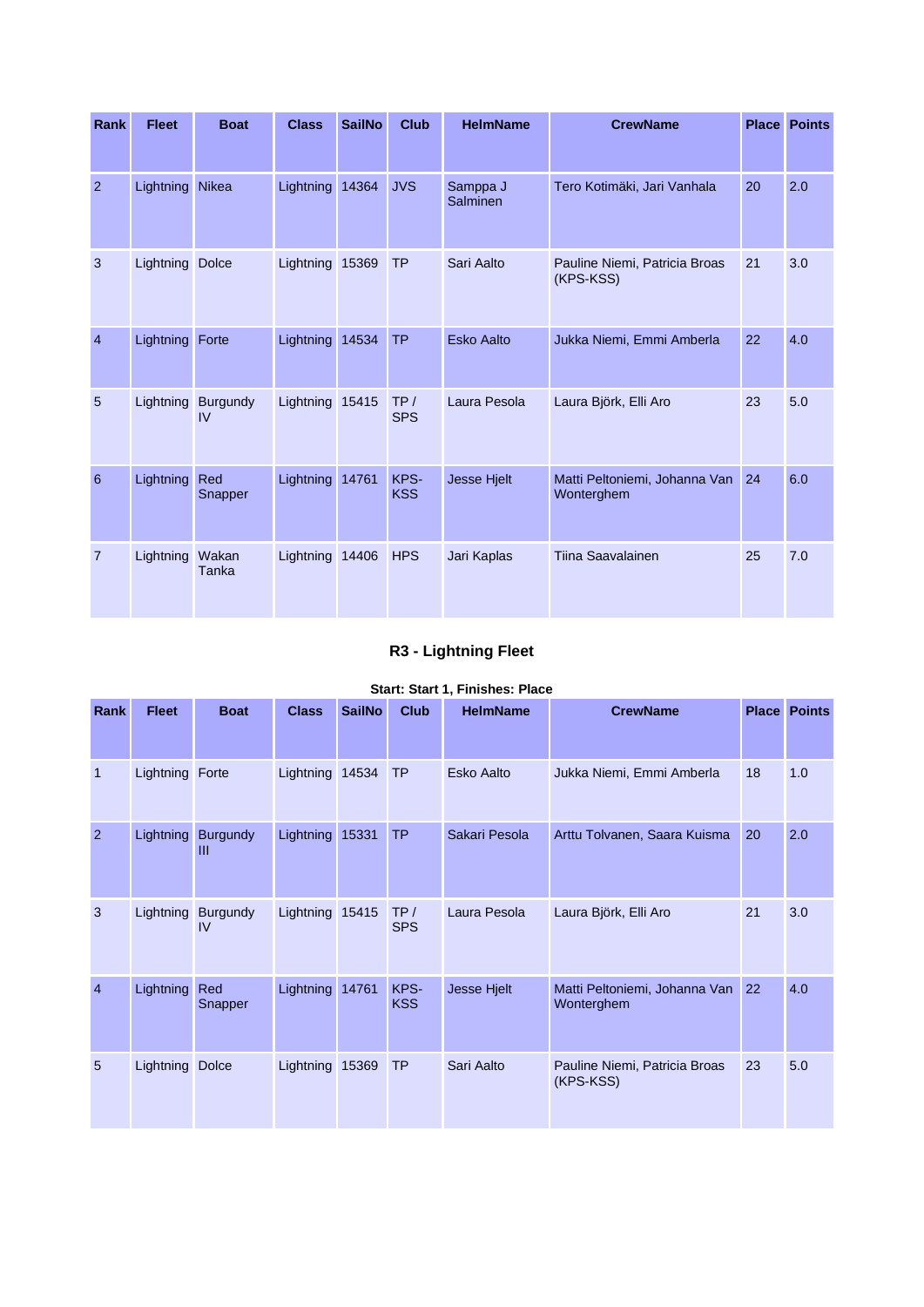| Rank | Fleet | Boat | Class | SailNo | Club | HelmName | CrewName | Place | Points |
|---|---|---|---|---|---|---|---|---|---|
| 2 | Lightning | Nikea | Lightning | 14364 | JVS | Samppa J Salminen | Tero Kotimäki, Jari Vanhala | 20 | 2.0 |
| 3 | Lightning | Dolce | Lightning | 15369 | TP | Sari Aalto | Pauline Niemi, Patricia Broas (KPS-KSS) | 21 | 3.0 |
| 4 | Lightning | Forte | Lightning | 14534 | TP | Esko Aalto | Jukka Niemi, Emmi Amberla | 22 | 4.0 |
| 5 | Lightning | Burgundy IV | Lightning | 15415 | TP / SPS | Laura Pesola | Laura Björk, Elli Aro | 23 | 5.0 |
| 6 | Lightning | Red Snapper | Lightning | 14761 | KPS-KSS | Jesse Hjelt | Matti Peltoniemi, Johanna Van Wonterghem | 24 | 6.0 |
| 7 | Lightning | Wakan Tanka | Lightning | 14406 | HPS | Jari Kaplas | Tiina Saavalainen | 25 | 7.0 |

### R3 - Lightning Fleet

**Start: Start 1, Finishes: Place**

| Rank | Fleet | Boat | Class | SailNo | Club | HelmName | CrewName | Place | Points |
|---|---|---|---|---|---|---|---|---|---|
| 1 | Lightning | Forte | Lightning | 14534 | TP | Esko Aalto | Jukka Niemi, Emmi Amberla | 18 | 1.0 |
| 2 | Lightning | Burgundy III | Lightning | 15331 | TP | Sakari Pesola | Arttu Tolvanen, Saara Kuisma | 20 | 2.0 |
| 3 | Lightning | Burgundy IV | Lightning | 15415 | TP / SPS | Laura Pesola | Laura Björk, Elli Aro | 21 | 3.0 |
| 4 | Lightning | Red Snapper | Lightning | 14761 | KPS-KSS | Jesse Hjelt | Matti Peltoniemi, Johanna Van Wonterghem | 22 | 4.0 |
| 5 | Lightning | Dolce | Lightning | 15369 | TP | Sari Aalto | Pauline Niemi, Patricia Broas (KPS-KSS) | 23 | 5.0 |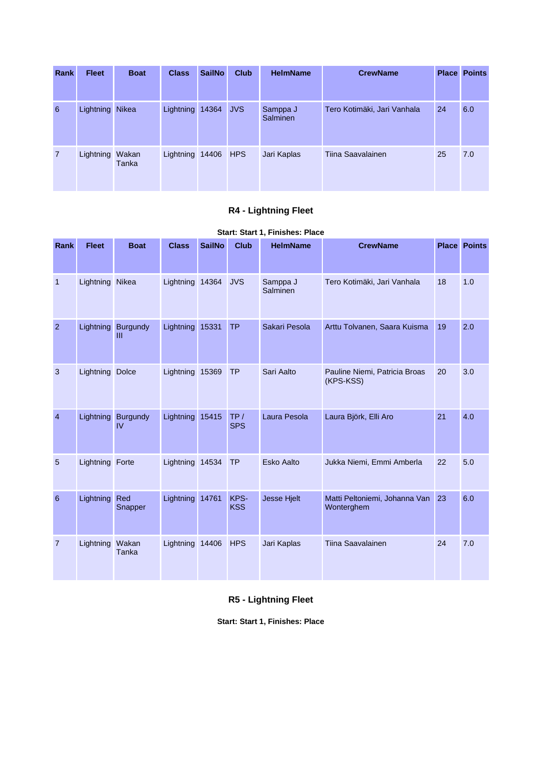| Rank | Fleet | Boat | Class | SailNo | Club | HelmName | CrewName | Place | Points |
|---|---|---|---|---|---|---|---|---|---|
| 6 | Lightning | Nikea | Lightning | 14364 | JVS | Samppa J Salminen | Tero Kotimäki, Jari Vanhala | 24 | 6.0 |
| 7 | Lightning | Wakan Tanka | Lightning | 14406 | HPS | Jari Kaplas | Tiina Saavalainen | 25 | 7.0 |

### R4 - Lightning Fleet

**Start: Start 1, Finishes: Place**

| Rank | Fleet | Boat | Class | SailNo | Club | HelmName | CrewName | Place | Points |
|---|---|---|---|---|---|---|---|---|---|
| 1 | Lightning | Nikea | Lightning | 14364 | JVS | Samppa J Salminen | Tero Kotimäki, Jari Vanhala | 18 | 1.0 |
| 2 | Lightning | Burgundy III | Lightning | 15331 | TP | Sakari Pesola | Arttu Tolvanen, Saara Kuisma | 19 | 2.0 |
| 3 | Lightning | Dolce | Lightning | 15369 | TP | Sari Aalto | Pauline Niemi, Patricia Broas (KPS-KSS) | 20 | 3.0 |
| 4 | Lightning | Burgundy IV | Lightning | 15415 | TP / SPS | Laura Pesola | Laura Björk, Elli Aro | 21 | 4.0 |
| 5 | Lightning | Forte | Lightning | 14534 | TP | Esko Aalto | Jukka Niemi, Emmi Amberla | 22 | 5.0 |
| 6 | Lightning | Red Snapper | Lightning | 14761 | KPS-KSS | Jesse Hjelt | Matti Peltoniemi, Johanna Van Wonterghem | 23 | 6.0 |
| 7 | Lightning | Wakan Tanka | Lightning | 14406 | HPS | Jari Kaplas | Tiina Saavalainen | 24 | 7.0 |

### R5 - Lightning Fleet

**Start: Start 1, Finishes: Place**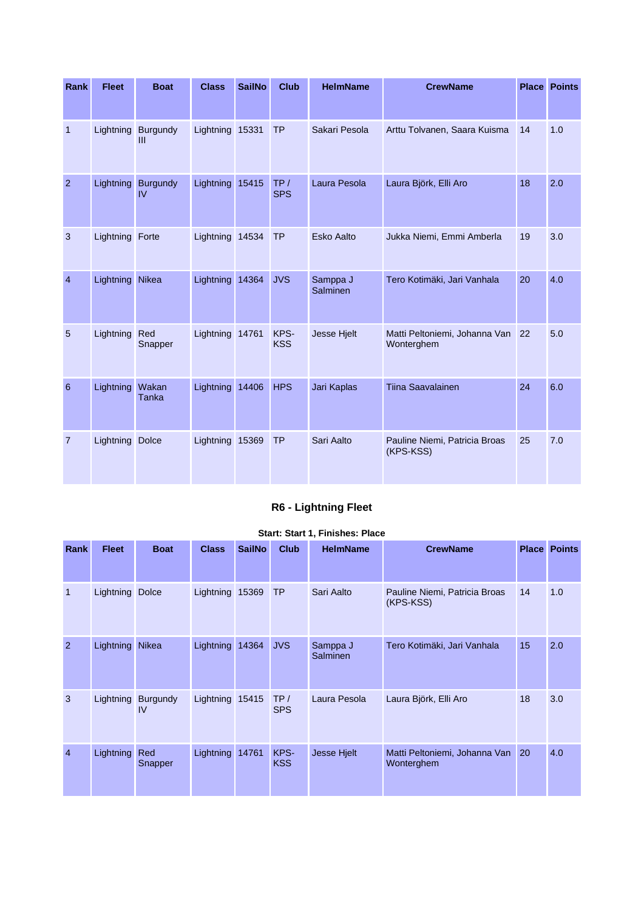| Rank | Fleet | Boat | Class | SailNo | Club | HelmName | CrewName | Place | Points |
|---|---|---|---|---|---|---|---|---|---|
| 1 | Lightning | Burgundy III | Lightning | 15331 | TP | Sakari Pesola | Arttu Tolvanen, Saara Kuisma | 14 | 1.0 |
| 2 | Lightning | Burgundy IV | Lightning | 15415 | TP / SPS | Laura Pesola | Laura Björk, Elli Aro | 18 | 2.0 |
| 3 | Lightning | Forte | Lightning | 14534 | TP | Esko Aalto | Jukka Niemi, Emmi Amberla | 19 | 3.0 |
| 4 | Lightning | Nikea | Lightning | 14364 | JVS | Samppa J Salminen | Tero Kotimäki, Jari Vanhala | 20 | 4.0 |
| 5 | Lightning | Red Snapper | Lightning | 14761 | KPS-KSS | Jesse Hjelt | Matti Peltoniemi, Johanna Van Wonterghem | 22 | 5.0 |
| 6 | Lightning | Wakan Tanka | Lightning | 14406 | HPS | Jari Kaplas | Tiina Saavalainen | 24 | 6.0 |
| 7 | Lightning | Dolce | Lightning | 15369 | TP | Sari Aalto | Pauline Niemi, Patricia Broas (KPS-KSS) | 25 | 7.0 |

### R6 - Lightning Fleet

**Start: Start 1, Finishes: Place**

| Rank | Fleet | Boat | Class | SailNo | Club | HelmName | CrewName | Place | Points |
|---|---|---|---|---|---|---|---|---|---|
| 1 | Lightning | Dolce | Lightning | 15369 | TP | Sari Aalto | Pauline Niemi, Patricia Broas (KPS-KSS) | 14 | 1.0 |
| 2 | Lightning | Nikea | Lightning | 14364 | JVS | Samppa J Salminen | Tero Kotimäki, Jari Vanhala | 15 | 2.0 |
| 3 | Lightning | Burgundy IV | Lightning | 15415 | TP / SPS | Laura Pesola | Laura Björk, Elli Aro | 18 | 3.0 |
| 4 | Lightning | Red Snapper | Lightning | 14761 | KPS-KSS | Jesse Hjelt | Matti Peltoniemi, Johanna Van Wonterghem | 20 | 4.0 |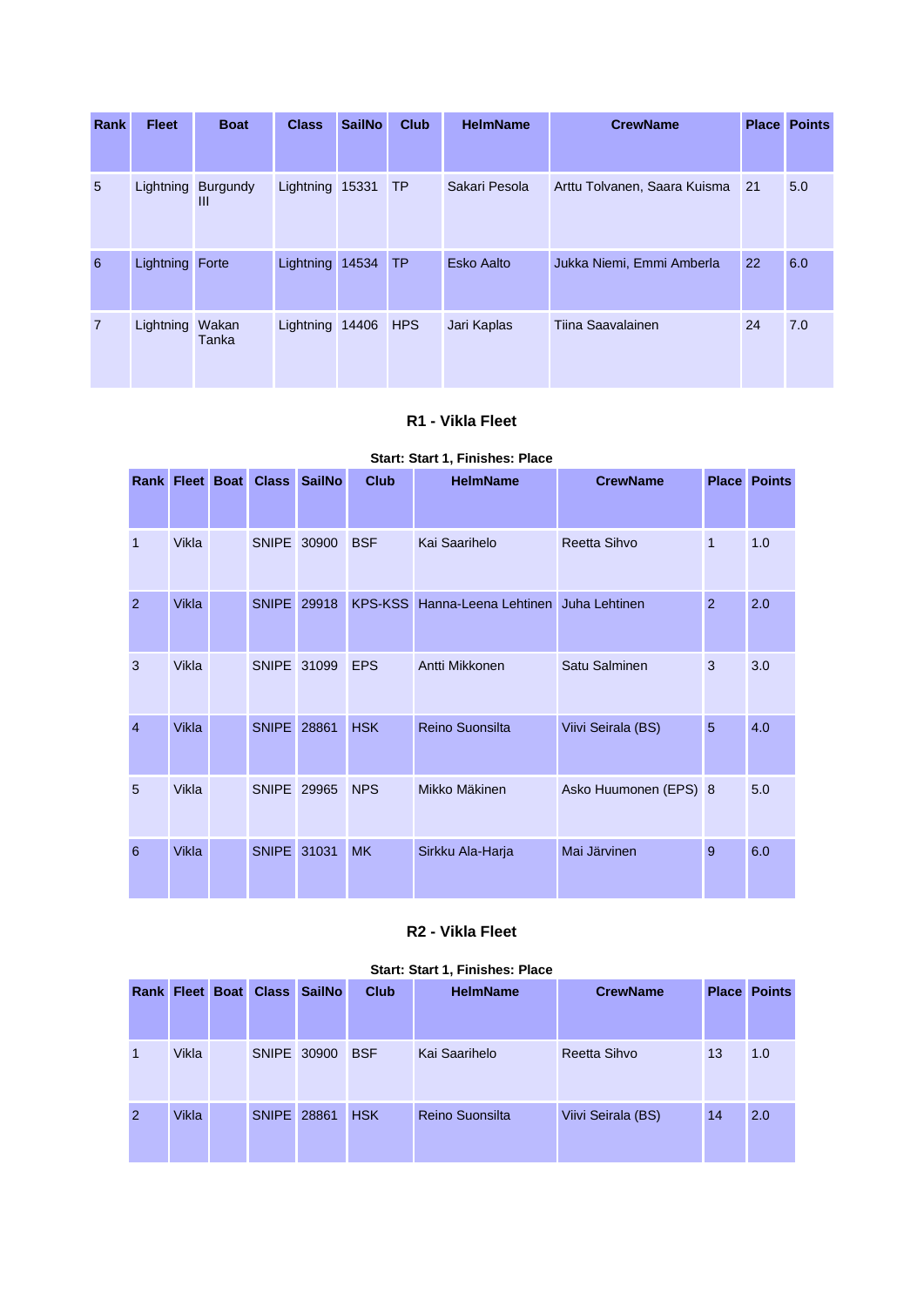| Rank | Fleet | Boat | Class | SailNo | Club | HelmName | CrewName | Place | Points |
|---|---|---|---|---|---|---|---|---|---|
| 5 | Lightning | Burgundy III | Lightning | 15331 | TP | Sakari Pesola | Arttu Tolvanen, Saara Kuisma | 21 | 5.0 |
| 6 | Lightning | Forte | Lightning | 14534 | TP | Esko Aalto | Jukka Niemi, Emmi Amberla | 22 | 6.0 |
| 7 | Lightning | Wakan Tanka | Lightning | 14406 | HPS | Jari Kaplas | Tiina Saavalainen | 24 | 7.0 |

### R1 - Vikla Fleet

**Start: Start 1, Finishes: Place**

| Rank | Fleet | Boat | Class | SailNo | Club | HelmName | CrewName | Place | Points |
|---|---|---|---|---|---|---|---|---|---|
| 1 | Vikla | | SNIPE | 30900 | BSF | Kai Saarihelo | Reetta Sihvo | 1 | 1.0 |
| 2 | Vikla | | SNIPE | 29918 | KPS-KSS | Hanna-Leena Lehtinen | Juha Lehtinen | 2 | 2.0 |
| 3 | Vikla | | SNIPE | 31099 | EPS | Antti Mikkonen | Satu Salminen | 3 | 3.0 |
| 4 | Vikla | | SNIPE | 28861 | HSK | Reino Suonsilta | Viivi Seirala (BS) | 5 | 4.0 |
| 5 | Vikla | | SNIPE | 29965 | NPS | Mikko Mäkinen | Asko Huumonen (EPS) | 8 | 5.0 |
| 6 | Vikla | | SNIPE | 31031 | MK | Sirkku Ala-Harja | Mai Järvinen | 9 | 6.0 |

### R2 - Vikla Fleet

**Start: Start 1, Finishes: Place**

| Rank | Fleet | Boat | Class | SailNo | Club | HelmName | CrewName | Place | Points |
|---|---|---|---|---|---|---|---|---|---|
| 1 | Vikla | | SNIPE | 30900 | BSF | Kai Saarihelo | Reetta Sihvo | 13 | 1.0 |
| 2 | Vikla | | SNIPE | 28861 | HSK | Reino Suonsilta | Viivi Seirala (BS) | 14 | 2.0 |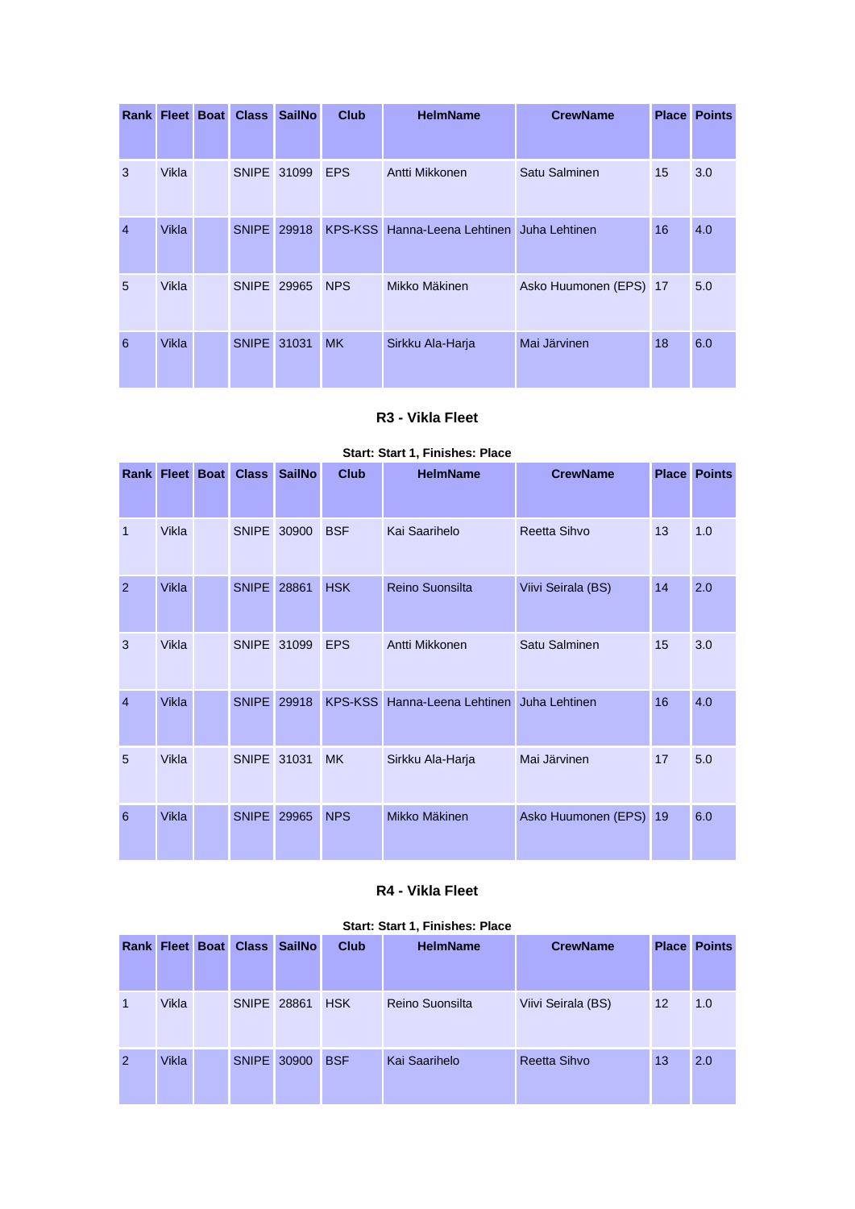| Rank | Fleet | Boat | Class | SailNo | Club | HelmName | CrewName | Place | Points |
|---|---|---|---|---|---|---|---|---|---|
| 3 | Vikla | | SNIPE | 31099 | EPS | Antti Mikkonen | Satu Salminen | 15 | 3.0 |
| 4 | Vikla | | SNIPE | 29918 | KPS-KSS | Hanna-Leena Lehtinen | Juha Lehtinen | 16 | 4.0 |
| 5 | Vikla | | SNIPE | 29965 | NPS | Mikko Mäkinen | Asko Huumonen (EPS) | 17 | 5.0 |
| 6 | Vikla | | SNIPE | 31031 | MK | Sirkku Ala-Harja | Mai Järvinen | 18 | 6.0 |

### R3 - Vikla Fleet

**Start: Start 1, Finishes: Place**

| Rank | Fleet | Boat | Class | SailNo | Club | HelmName | CrewName | Place | Points |
|---|---|---|---|---|---|---|---|---|---|
| 1 | Vikla | | SNIPE | 30900 | BSF | Kai Saarihelo | Reetta Sihvo | 13 | 1.0 |
| 2 | Vikla | | SNIPE | 28861 | HSK | Reino Suonsilta | Viivi Seirala (BS) | 14 | 2.0 |
| 3 | Vikla | | SNIPE | 31099 | EPS | Antti Mikkonen | Satu Salminen | 15 | 3.0 |
| 4 | Vikla | | SNIPE | 29918 | KPS-KSS | Hanna-Leena Lehtinen | Juha Lehtinen | 16 | 4.0 |
| 5 | Vikla | | SNIPE | 31031 | MK | Sirkku Ala-Harja | Mai Järvinen | 17 | 5.0 |
| 6 | Vikla | | SNIPE | 29965 | NPS | Mikko Mäkinen | Asko Huumonen (EPS) | 19 | 6.0 |

### R4 - Vikla Fleet

**Start: Start 1, Finishes: Place**

| Rank | Fleet | Boat | Class | SailNo | Club | HelmName | CrewName | Place | Points |
|---|---|---|---|---|---|---|---|---|---|
| 1 | Vikla | | SNIPE | 28861 | HSK | Reino Suonsilta | Viivi Seirala (BS) | 12 | 1.0 |
| 2 | Vikla | | SNIPE | 30900 | BSF | Kai Saarihelo | Reetta Sihvo | 13 | 2.0 |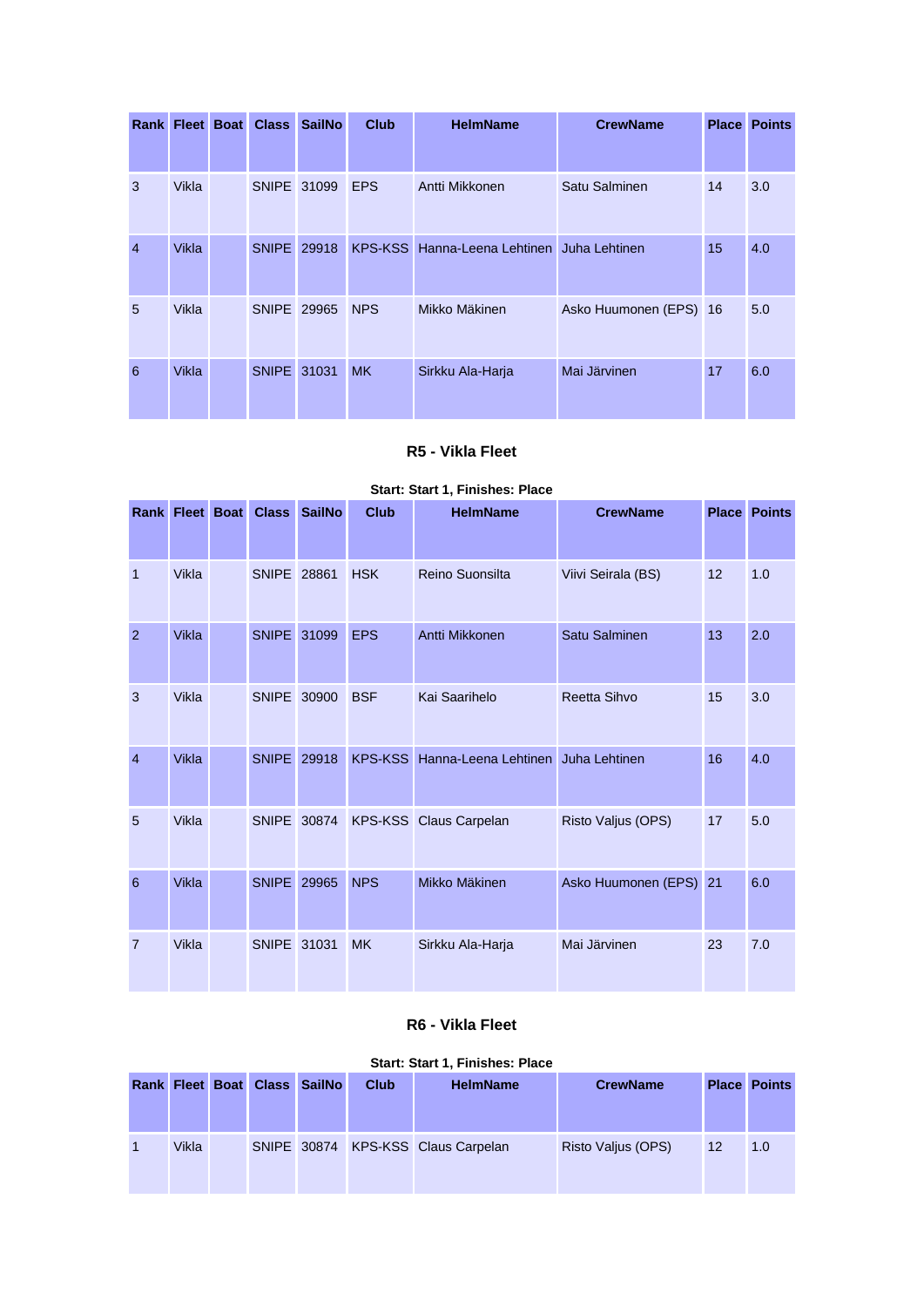| Rank | Fleet | Boat | Class | SailNo | Club | HelmName | CrewName | Place | Points |
|---|---|---|---|---|---|---|---|---|---|
| 3 | Vikla | | SNIPE | 31099 | EPS | Antti Mikkonen | Satu Salminen | 14 | 3.0 |
| 4 | Vikla | | SNIPE | 29918 | KPS-KSS | Hanna-Leena Lehtinen | Juha Lehtinen | 15 | 4.0 |
| 5 | Vikla | | SNIPE | 29965 | NPS | Mikko Mäkinen | Asko Huumonen (EPS) | 16 | 5.0 |
| 6 | Vikla | | SNIPE | 31031 | MK | Sirkku Ala-Harja | Mai Järvinen | 17 | 6.0 |

### R5 - Vikla Fleet

**Start: Start 1, Finishes: Place**

| Rank | Fleet | Boat | Class | SailNo | Club | HelmName | CrewName | Place | Points |
|---|---|---|---|---|---|---|---|---|---|
| 1 | Vikla | | SNIPE | 28861 | HSK | Reino Suonsilta | Viivi Seirala (BS) | 12 | 1.0 |
| 2 | Vikla | | SNIPE | 31099 | EPS | Antti Mikkonen | Satu Salminen | 13 | 2.0 |
| 3 | Vikla | | SNIPE | 30900 | BSF | Kai Saarihelo | Reetta Sihvo | 15 | 3.0 |
| 4 | Vikla | | SNIPE | 29918 | KPS-KSS | Hanna-Leena Lehtinen | Juha Lehtinen | 16 | 4.0 |
| 5 | Vikla | | SNIPE | 30874 | KPS-KSS | Claus Carpelan | Risto Valjus (OPS) | 17 | 5.0 |
| 6 | Vikla | | SNIPE | 29965 | NPS | Mikko Mäkinen | Asko Huumonen (EPS) | 21 | 6.0 |
| 7 | Vikla | | SNIPE | 31031 | MK | Sirkku Ala-Harja | Mai Järvinen | 23 | 7.0 |

### R6 - Vikla Fleet

**Start: Start 1, Finishes: Place**

| Rank | Fleet | Boat | Class | SailNo | Club | HelmName | CrewName | Place | Points |
|---|---|---|---|---|---|---|---|---|---|
| 1 | Vikla | | SNIPE | 30874 | KPS-KSS | Claus Carpelan | Risto Valjus (OPS) | 12 | 1.0 |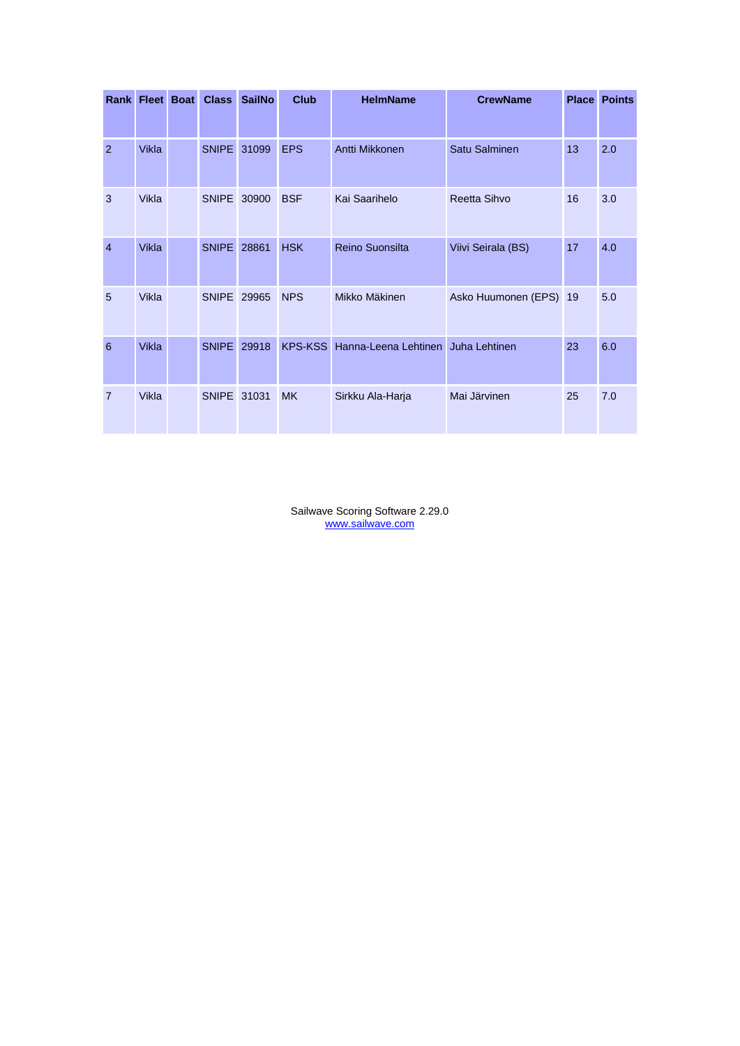| Rank | Fleet | Boat | Class | SailNo | Club | HelmName | CrewName | Place | Points |
|---|---|---|---|---|---|---|---|---|---|
| 2 | Vikla | | SNIPE | 31099 | EPS | Antti Mikkonen | Satu Salminen | 13 | 2.0 |
| 3 | Vikla | | SNIPE | 30900 | BSF | Kai Saarihelo | Reetta Sihvo | 16 | 3.0 |
| 4 | Vikla | | SNIPE | 28861 | HSK | Reino Suonsilta | Viivi Seirala (BS) | 17 | 4.0 |
| 5 | Vikla | | SNIPE | 29965 | NPS | Mikko Mäkinen | Asko Huumonen (EPS) | 19 | 5.0 |
| 6 | Vikla | | SNIPE | 29918 | KPS-KSS | Hanna-Leena Lehtinen | Juha Lehtinen | 23 | 6.0 |
| 7 | Vikla | | SNIPE | 31031 | MK | Sirkku Ala-Harja | Mai Järvinen | 25 | 7.0 |

Sailwave Scoring Software 2.29.0
www.sailwave.com